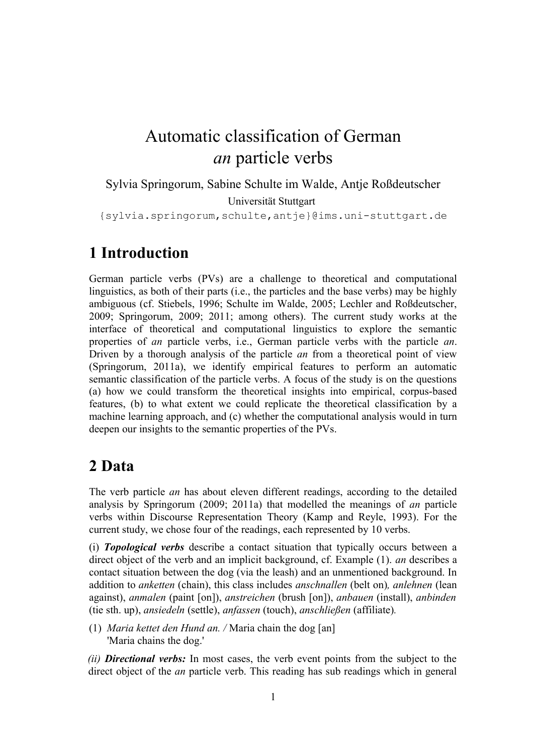# Automatic classification of German *an* particle verbs

Sylvia Springorum, Sabine Schulte im Walde, Antje Roßdeutscher

Universität Stuttgart

{sylvia.springorum,schulte,antje}@ims.uni-stuttgart.de

## 1 Introduction

German particle verbs (PVs) are a challenge to theoretical and computational linguistics, as both of their parts (i.e., the particles and the base verbs) may be highly ambiguous (cf. Stiebels, 1996; Schulte im Walde, 2005; Lechler and Roßdeutscher, 2009; Springorum, 2009; 2011; among others). The current study works at the interface of theoretical and computational linguistics to explore the semantic properties of *an* particle verbs, i.e., German particle verbs with the particle *an*. Driven by a thorough analysis of the particle *an* from a theoretical point of view (Springorum, 2011a), we identify empirical features to perform an automatic semantic classification of the particle verbs. A focus of the study is on the questions (a) how we could transform the theoretical insights into empirical, corpus-based features, (b) to what extent we could replicate the theoretical classification by a machine learning approach, and (c) whether the computational analysis would in turn deepen our insights to the semantic properties of the PVs.

## 2 Data

The verb particle *an* has about eleven different readings, according to the detailed analysis by Springorum (2009; 2011a) that modelled the meanings of *an* particle verbs within Discourse Representation Theory (Kamp and Reyle, 1993). For the current study, we chose four of the readings, each represented by 10 verbs.

(i) ***Topological verbs*** describe a contact situation that typically occurs between a direct object of the verb and an implicit background, cf. Example (1). *an* describes a contact situation between the dog (via the leash) and an unmentioned background. In addition to *anketten* (chain), this class includes *anschnallen* (belt on)*, anlehnen* (lean against), *anmalen* (paint [on]), *anstreichen* (brush [on]), *anbauen* (install), *anbinden* (tie sth. up), *ansiedeln* (settle), *anfassen* (touch), *anschließen* (affiliate)*.*

(1) *Maria kettet den Hund an. /* Maria chain the dog [an]
'Maria chains the dog.'

*(ii)* ***Directional verbs:*** In most cases, the verb event points from the subject to the direct object of the *an* particle verb. This reading has sub readings which in general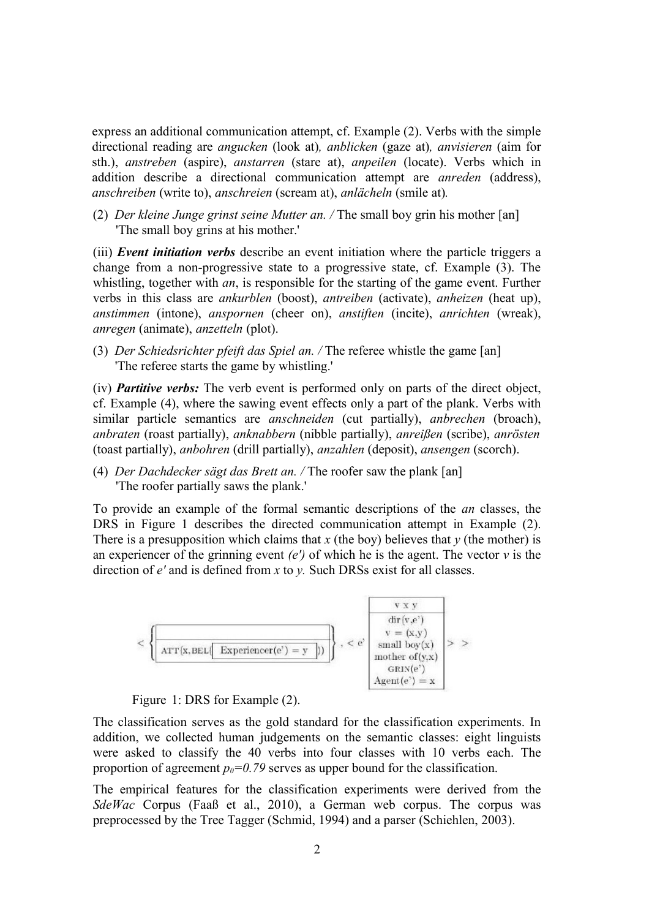express an additional communication attempt, cf. Example (2). Verbs with the simple directional reading are *angucken* (look at)*, anblicken* (gaze at)*, anvisieren* (aim for sth.), *anstreben* (aspire), *anstarren* (stare at), *anpeilen* (locate). Verbs which in addition describe a directional communication attempt are *anreden* (address), *anschreiben* (write to), *anschreien* (scream at), *anlächeln* (smile at)*.*

(2) *Der kleine Junge grinst seine Mutter an. /* The small boy grin his mother [an]
'The small boy grins at his mother.'

(iii) ***Event initiation verbs*** describe an event initiation where the particle triggers a change from a non-progressive state to a progressive state, cf. Example (3). The whistling, together with *an*, is responsible for the starting of the game event. Further verbs in this class are *ankurblen* (boost), *antreiben* (activate), *anheizen* (heat up), *anstimmen* (intone), *anspornen* (cheer on), *anstiften* (incite), *anrichten* (wreak), *anregen* (animate), *anzetteln* (plot).

(3) *Der Schiedsrichter pfeift das Spiel an. /* The referee whistle the game [an]
'The referee starts the game by whistling.'

(iv) ***Partitive verbs:*** The verb event is performed only on parts of the direct object, cf. Example (4), where the sawing event effects only a part of the plank. Verbs with similar particle semantics are *anschneiden* (cut partially), *anbrechen* (broach), *anbraten* (roast partially), *anknabbern* (nibble partially), *anreißen* (scribe), *anrösten* (toast partially), *anbohren* (drill partially), *anzahlen* (deposit), *ansengen* (scorch).

(4) *Der Dachdecker sägt das Brett an. /* The roofer saw the plank [an]
'The roofer partially saws the plank.'

To provide an example of the formal semantic descriptions of the *an* classes, the DRS in Figure 1 describes the directed communication attempt in Example (2). There is a presupposition which claims that *x* (the boy) believes that *y* (the mother) is an experiencer of the grinning event *(e')* of which he is the agent. The vector *v* is the direction of *e'* and is defined from *x* to *y.* Such DRSs exist for all classes.

$$< \left\{ \boxed{\begin{array}{c} \\ \hline \text{ATT}(x, \text{BEL}(\boxed{\text{Experiencer}(e') = y})) \end{array}} \right\}, < e' \boxed{\begin{array}{c} v \; x \; y \\ \hline \text{dir}(v,e') \\ v = (x,y) \\ \text{small boy}(x) \\ \text{mother of}(y,x) \\ \text{GRIN}(e') \\ \text{Agent}(e') = x \end{array}} > >$$

Figure 1: DRS for Example (2).

The classification serves as the gold standard for the classification experiments. In addition, we collected human judgements on the semantic classes: eight linguists were asked to classify the 40 verbs into four classes with 10 verbs each. The proportion of agreement $p_0=0.79$ serves as upper bound for the classification.

The empirical features for the classification experiments were derived from the *SdeWac* Corpus (Faaß et al., 2010), a German web corpus. The corpus was preprocessed by the Tree Tagger (Schmid, 1994) and a parser (Schiehlen, 2003).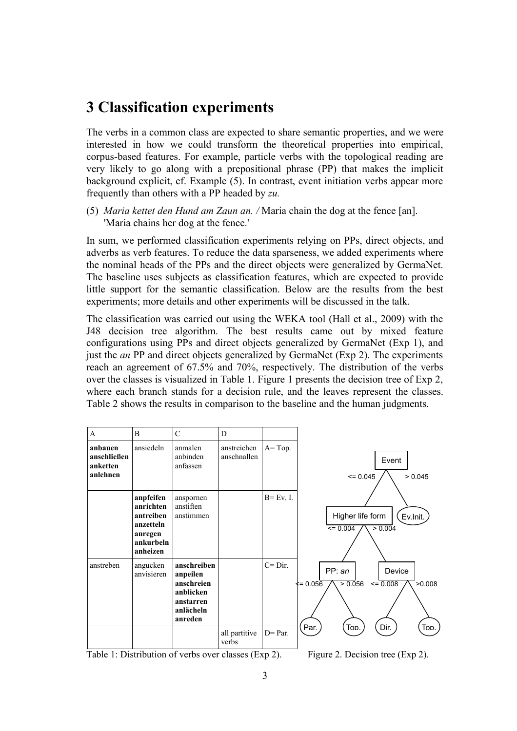# 3 Classification experiments

The verbs in a common class are expected to share semantic properties, and we were interested in how we could transform the theoretical properties into empirical, corpus-based features. For example, particle verbs with the topological reading are very likely to go along with a prepositional phrase (PP) that makes the implicit background explicit, cf. Example (5). In contrast, event initiation verbs appear more frequently than others with a PP headed by *zu.*

(5) *Maria kettet den Hund am Zaun an. /* Maria chain the dog at the fence [an].
'Maria chains her dog at the fence.'

In sum, we performed classification experiments relying on PPs, direct objects, and adverbs as verb features. To reduce the data sparseness, we added experiments where the nominal heads of the PPs and the direct objects were generalized by GermaNet. The baseline uses subjects as classification features, which are expected to provide little support for the semantic classification. Below are the results from the best experiments; more details and other experiments will be discussed in the talk.

The classification was carried out using the WEKA tool (Hall et al., 2009) with the J48 decision tree algorithm. The best results came out by mixed feature configurations using PPs and direct objects generalized by GermaNet (Exp 1), and just the *an* PP and direct objects generalized by GermaNet (Exp 2). The experiments reach an agreement of 67.5% and 70%, respectively. The distribution of the verbs over the classes is visualized in Table 1. Figure 1 presents the decision tree of Exp 2, where each branch stands for a decision rule, and the leaves represent the classes. Table 2 shows the results in comparison to the baseline and the human judgments.

| A | B | C | D | |
|---|---|---|---|---|
| **anbauen** **anschließen** **anketten** **anlehnen** | ansiedeln | anmalen anbinden anfassen | anstreichen anschnallen | A= Top. |
| | **anpfeifen** **anrichten** **antreiben** **anzetteln** **anregen** **ankurbeln** **anheizen** | anspornen anstiften anstimmen | | B= Ev. I. |
| anstreben | angucken anvisieren | **anschreiben** **anpeilen** **anschreien** **anblicken** **anstarren** **anlächeln** **anreden** | | C= Dir. |
| | | | all partitive verbs | D= Par. |

Table 1: Distribution of verbs over classes (Exp 2).

```
Event
├── <= 0.045: Higher life form
│   ├── <= 0.004: PP: an
│   │   ├── <= 0.056: Par.
│   │   └── > 0.056: Top.
│   └── > 0.004: Device
│       ├── <= 0.008: Dir.
│       └── >0.008: Top.
└── > 0.045: Ev.Init.
```

Figure 2. Decision tree (Exp 2).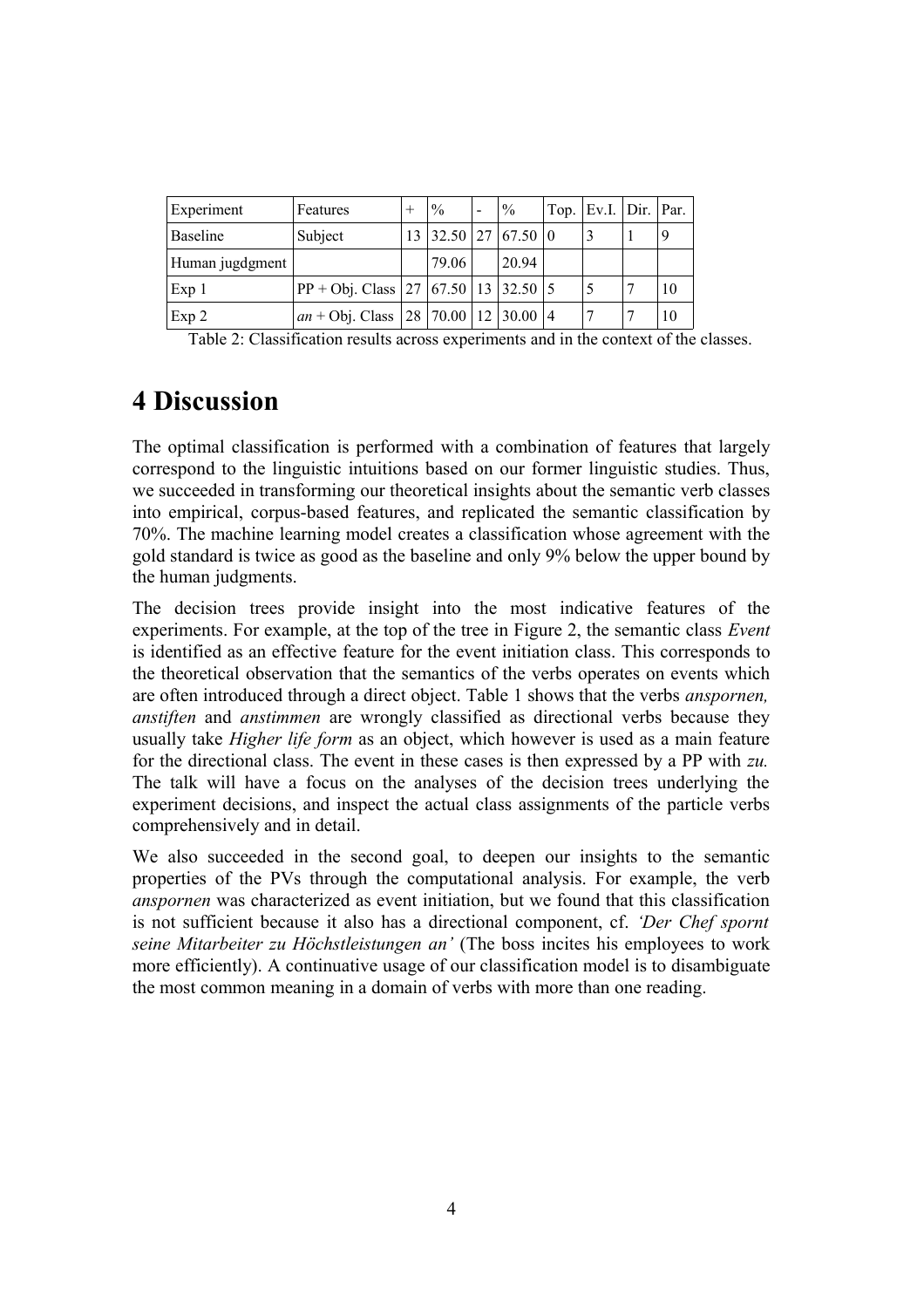| Experiment | Features | + | % | - | % | Top. | Ev.I. | Dir. | Par. |
|---|---|---|---|---|---|---|---|---|---|
| Baseline | Subject | 13 | 32.50 | 27 | 67.50 | 0 | 3 | 1 | 9 |
| Human jugdgment | | | 79.06 | | 20.94 | | | | |
| Exp 1 | PP + Obj. Class | 27 | 67.50 | 13 | 32.50 | 5 | 5 | 7 | 10 |
| Exp 2 | *an* + Obj. Class | 28 | 70.00 | 12 | 30.00 | 4 | 7 | 7 | 10 |

Table 2: Classification results across experiments and in the context of the classes.

# 4 Discussion

The optimal classification is performed with a combination of features that largely correspond to the linguistic intuitions based on our former linguistic studies. Thus, we succeeded in transforming our theoretical insights about the semantic verb classes into empirical, corpus-based features, and replicated the semantic classification by 70%. The machine learning model creates a classification whose agreement with the gold standard is twice as good as the baseline and only 9% below the upper bound by the human judgments.

The decision trees provide insight into the most indicative features of the experiments. For example, at the top of the tree in Figure 2, the semantic class *Event* is identified as an effective feature for the event initiation class. This corresponds to the theoretical observation that the semantics of the verbs operates on events which are often introduced through a direct object. Table 1 shows that the verbs *anspornen, anstiften* and *anstimmen* are wrongly classified as directional verbs because they usually take *Higher life form* as an object, which however is used as a main feature for the directional class. The event in these cases is then expressed by a PP with *zu.* The talk will have a focus on the analyses of the decision trees underlying the experiment decisions, and inspect the actual class assignments of the particle verbs comprehensively and in detail.

We also succeeded in the second goal, to deepen our insights to the semantic properties of the PVs through the computational analysis. For example, the verb *anspornen* was characterized as event initiation, but we found that this classification is not sufficient because it also has a directional component, cf. *'Der Chef spornt seine Mitarbeiter zu Höchstleistungen an'* (The boss incites his employees to work more efficiently). A continuative usage of our classification model is to disambiguate the most common meaning in a domain of verbs with more than one reading.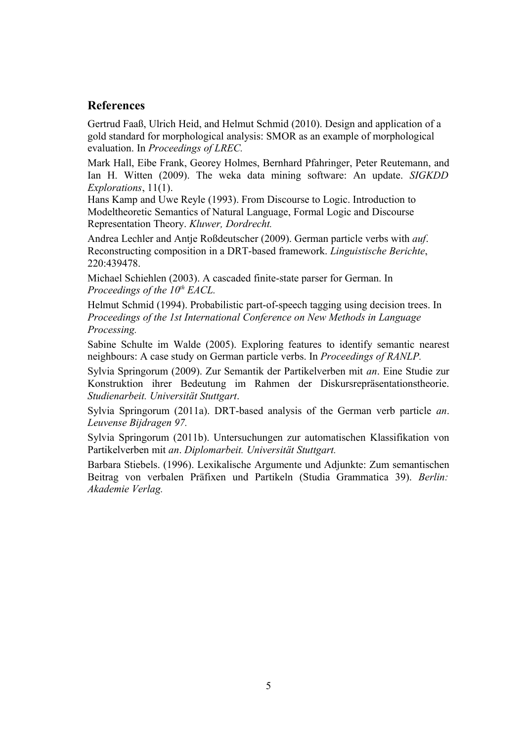## References

Gertrud Faaß, Ulrich Heid, and Helmut Schmid (2010). Design and application of a gold standard for morphological analysis: SMOR as an example of morphological evaluation. In *Proceedings of LREC.*

Mark Hall, Eibe Frank, Georey Holmes, Bernhard Pfahringer, Peter Reutemann, and Ian H. Witten (2009). The weka data mining software: An update. *SIGKDD Explorations*, 11(1).

Hans Kamp and Uwe Reyle (1993). From Discourse to Logic. Introduction to Modeltheoretic Semantics of Natural Language, Formal Logic and Discourse Representation Theory. *Kluwer, Dordrecht.*

Andrea Lechler and Antje Roßdeutscher (2009). German particle verbs with *auf*. Reconstructing composition in a DRT-based framework. *Linguistische Berichte*, 220:439478.

Michael Schiehlen (2003). A cascaded finite-state parser for German. In *Proceedings of the 10th EACL.*

Helmut Schmid (1994). Probabilistic part-of-speech tagging using decision trees. In *Proceedings of the 1st International Conference on New Methods in Language Processing.*

Sabine Schulte im Walde (2005). Exploring features to identify semantic nearest neighbours: A case study on German particle verbs. In *Proceedings of RANLP.*

Sylvia Springorum (2009). Zur Semantik der Partikelverben mit *an*. Eine Studie zur Konstruktion ihrer Bedeutung im Rahmen der Diskursrepräsentationstheorie. *Studienarbeit. Universität Stuttgart*.

Sylvia Springorum (2011a). DRT-based analysis of the German verb particle *an*. *Leuvense Bijdragen 97.*

Sylvia Springorum (2011b). Untersuchungen zur automatischen Klassifikation von Partikelverben mit *an*. *Diplomarbeit. Universität Stuttgart.*

Barbara Stiebels. (1996). Lexikalische Argumente und Adjunkte: Zum semantischen Beitrag von verbalen Präfixen und Partikeln (Studia Grammatica 39). *Berlin: Akademie Verlag.*